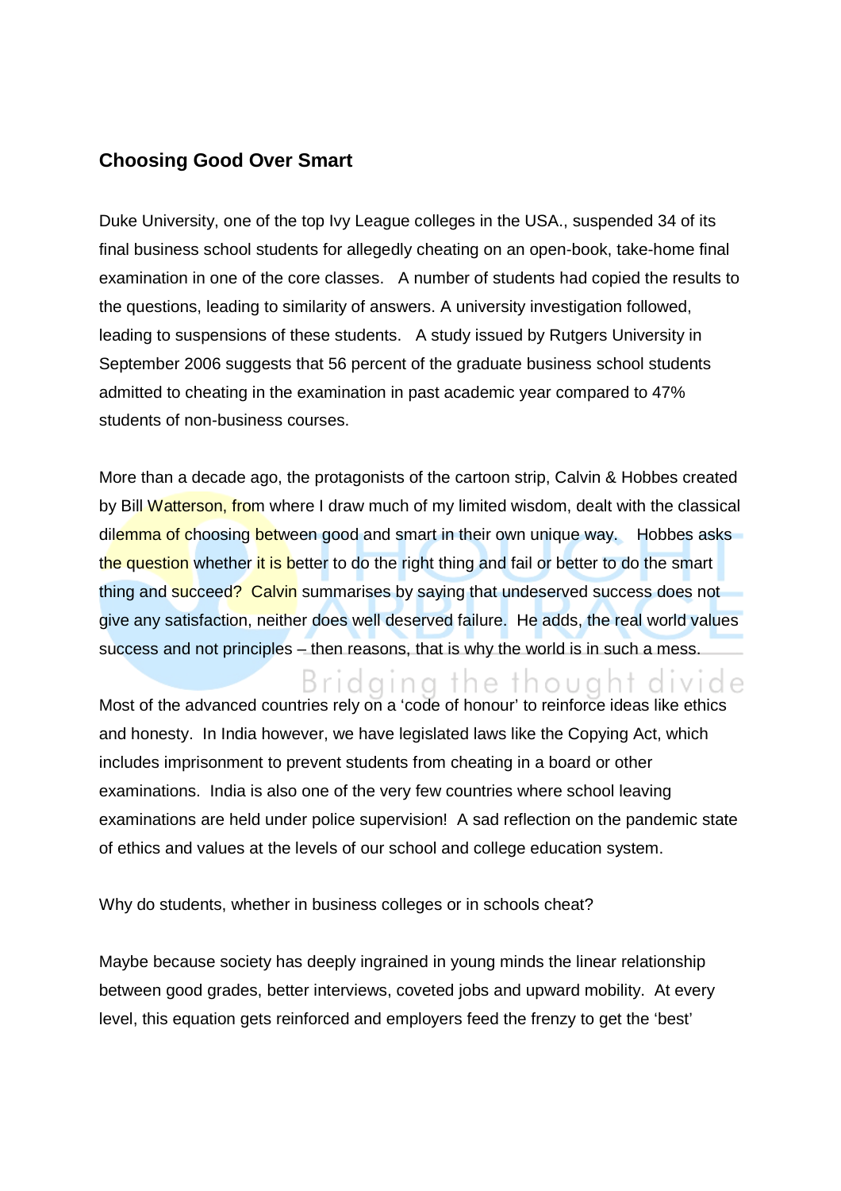## Choosing Good Over Smart

Duke University, one of the top Ivy League colleges in the USA., suspended 34 of its final business school students for allegedly cheating on an open-book, take-home final examination in one of the core classes. A number of students had copied the results to the questions, leading to similarity of answers. A university investigation followed, leading to suspensions of these students. A study issued by Rutgers University in September 2006 suggests that 56 percent of the graduate business school students admitted to cheating in the examination in past academic year compared to 47% students of non-business courses.

More than a decade ago, the protagonists of the cartoon strip, Calvin & Hobbes created by Bill Watterson, from where I draw much of my limited wisdom, dealt with the classical dilemma of choosing between good and smart in their own unique way. Hobbes asks the question whether it is better to do the right thing and fail or better to do the smart thing and succeed? Calvin summarises by saying that undeserved success does not give any satisfaction, neither does well deserved failure. He adds, the real world values success and not principles – then reasons, that is why the world is in such a mess.

Most of the advanced countries rely on a 'code of honour' to reinforce ideas like ethics and honesty. In India however, we have legislated laws like the Copying Act, which includes imprisonment to prevent students from cheating in a board or other examinations. India is also one of the very few countries where school leaving examinations are held under police supervision! A sad reflection on the pandemic state of ethics and values at the levels of our school and college education system.

Why do students, whether in business colleges or in schools cheat?

Maybe because society has deeply ingrained in young minds the linear relationship between good grades, better interviews, coveted jobs and upward mobility. At every level, this equation gets reinforced and employers feed the frenzy to get the 'best'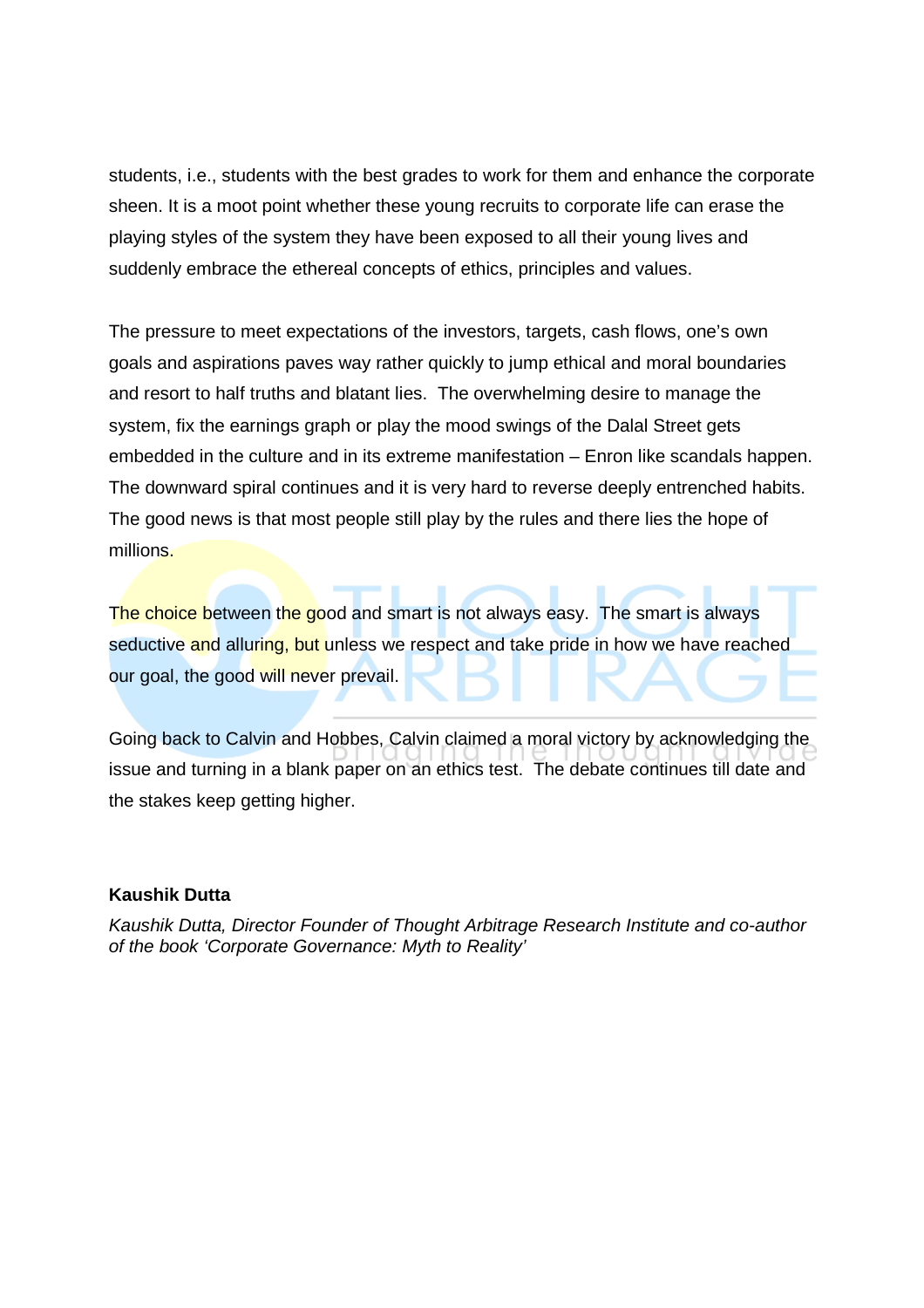students, i.e., students with the best grades to work for them and enhance the corporate sheen. It is a moot point whether these young recruits to corporate life can erase the playing styles of the system they have been exposed to all their young lives and suddenly embrace the ethereal concepts of ethics, principles and values.

The pressure to meet expectations of the investors, targets, cash flows, one's own goals and aspirations paves way rather quickly to jump ethical and moral boundaries and resort to half truths and blatant lies. The overwhelming desire to manage the system, fix the earnings graph or play the mood swings of the Dalal Street gets embedded in the culture and in its extreme manifestation – Enron like scandals happen. The downward spiral continues and it is very hard to reverse deeply entrenched habits. The good news is that most people still play by the rules and there lies the hope of millions.

The choice between the good and smart is not always easy. The smart is always seductive and alluring, but unless we respect and take pride in how we have reached our goal, the good will never prevail.

Going back to Calvin and Hobbes, Calvin claimed a moral victory by acknowledging the issue and turning in a blank paper on an ethics test. The debate continues till date and the stakes keep getting higher.

**Kaushik Dutta**

*Kaushik Dutta, Director Founder of Thought Arbitrage Research Institute and co-author of the book 'Corporate Governance: Myth to Reality'*